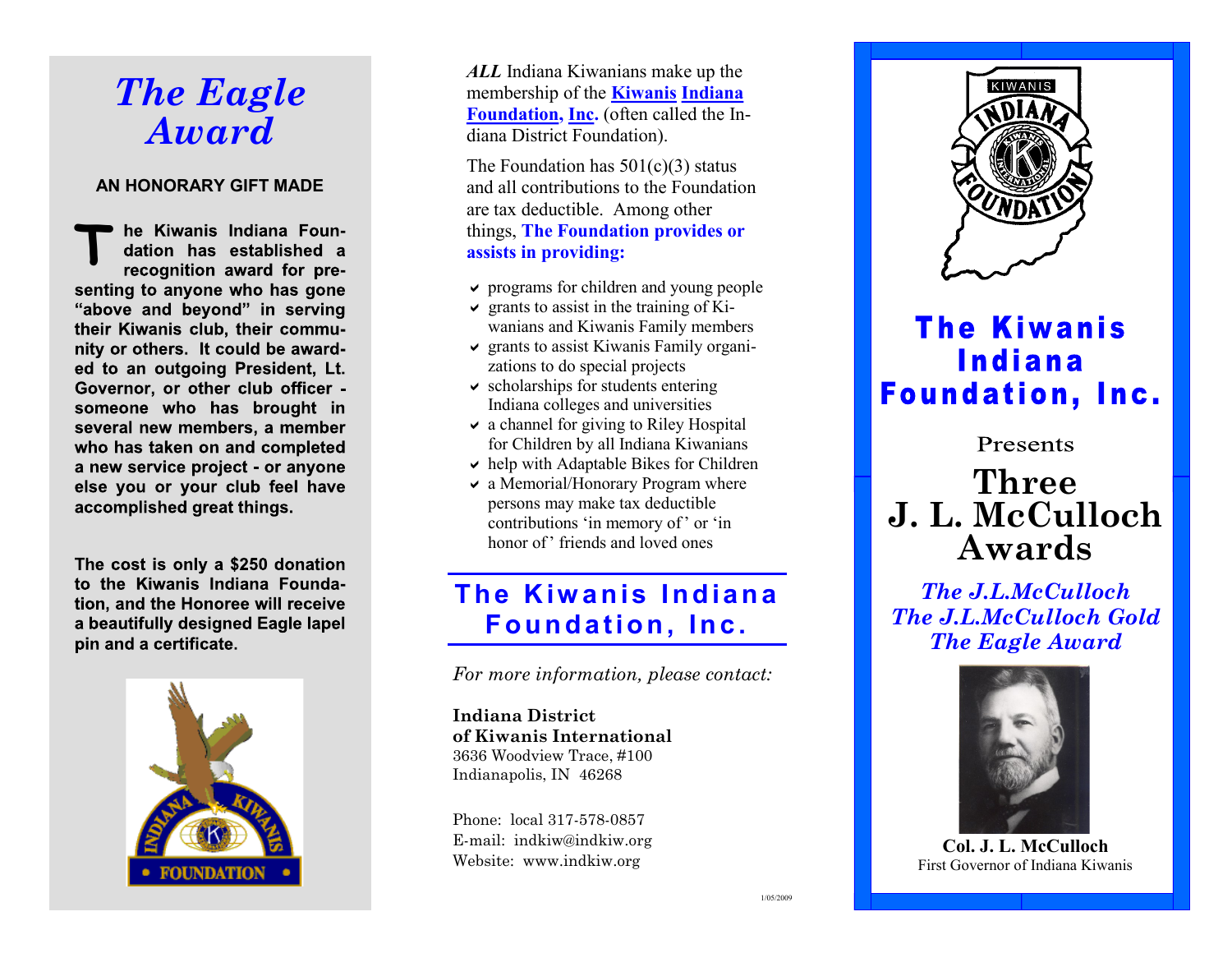# The Eagle Award

**AN HONORARY GIFT MADE**

**The Kiwanis Indiana Foundation has established a recognition award for presenting to anyone who has gone "above and beyond" in serving their Kiwanis club, their community or others. It could be awarded to an outgoing President, Lt. Governor, or other club officer - someone who has brought in several new members, a member who has taken on and completed a new service project - or anyone else you or your club feel have accomplished great things.**

**The cost is only a $250 donation to the Kiwanis Indiana Foundation, and the Honoree will receive a beautifully designed Eagle lapel pin and a certificate.**

***ALL*** Indiana Kiwanians make up the membership of the **Kiwanis Indiana Foundation, Inc.** (often called the Indiana District Foundation).

The Foundation has 501(c)(3) status and all contributions to the Foundation are tax deductible. Among other things, **The Foundation provides or assists in providing:**

- programs for children and young people
- grants to assist in the training of Kiwanians and Kiwanis Family members
- grants to assist Kiwanis Family organizations to do special projects
- scholarships for students entering Indiana colleges and universities
- a channel for giving to Riley Hospital for Children by all Indiana Kiwanians
- help with Adaptable Bikes for Children
- a Memorial/Honorary Program where persons may make tax deductible contributions 'in memory of' or 'in honor of' friends and loved ones

## The Kiwanis Indiana Foundation, Inc.

*For more information, please contact:*

**Indiana District of Kiwanis International**
3636 Woodview Trace, #100
Indianapolis, IN 46268

Phone: local 317-578-0857
E-mail: indkiw@indkiw.org
Website: www.indkiw.org

1/05/2009

# The Kiwanis Indiana Foundation, Inc.

Presents

# Three J. L. McCulloch Awards

*The J.L.McCulloch*
*The J.L.McCulloch Gold*
*The Eagle Award*

**Col. J. L. McCulloch**
First Governor of Indiana Kiwanis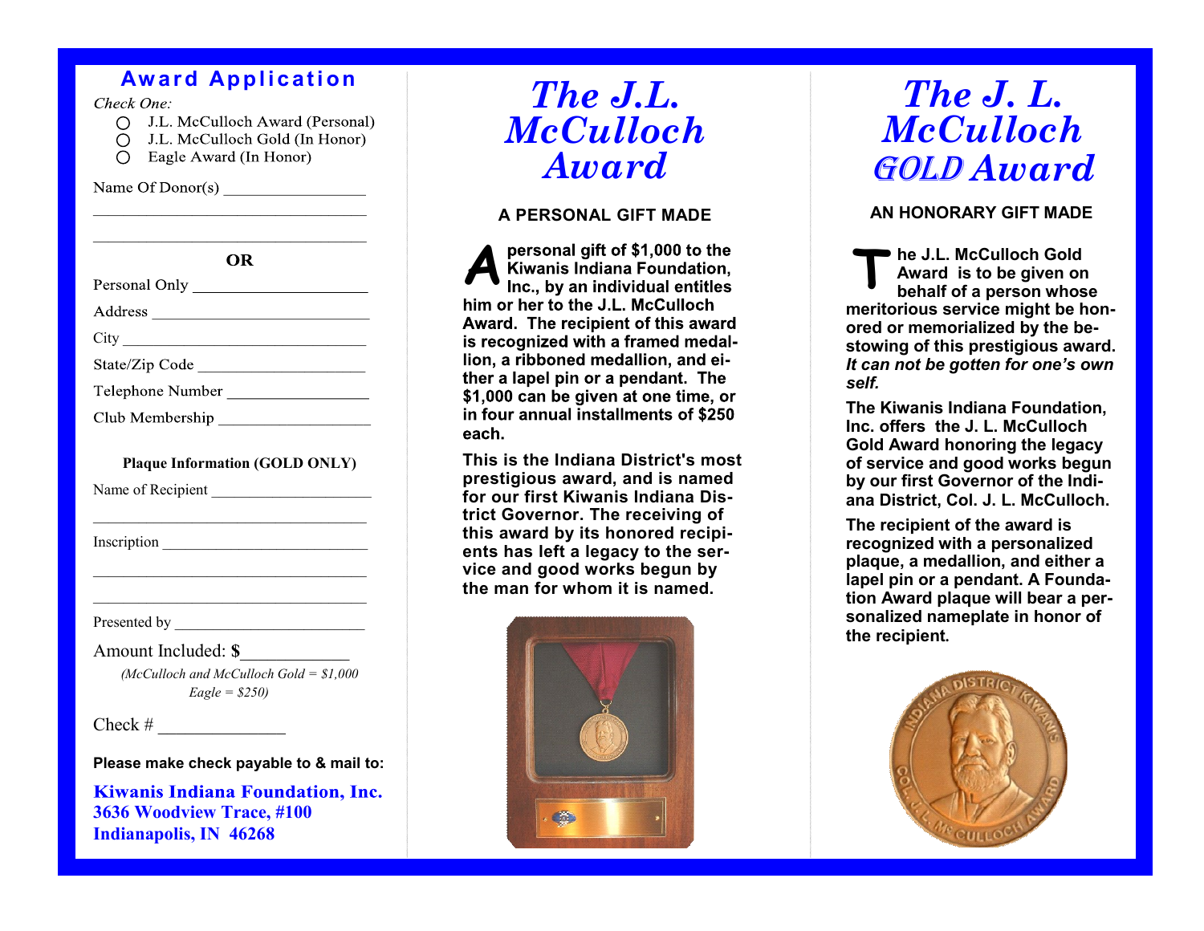## Award Application

*Check One:*

- ○ J.L. McCulloch Award (Personal)
- ○ J.L. McCulloch Gold (In Honor)
- ○ Eagle Award (In Honor)

Name Of Donor(s) ____________________

____________________________________

____________________________________

**OR**

Personal Only ______________________

Address ___________________________

City ______________________________

State/Zip Code _____________________

Telephone Number __________________

Club Membership ___________________

**Plaque Information (GOLD ONLY)**

Name of Recipient __________________

____________________________________

Inscription ________________________

____________________________________

____________________________________

Presented by _______________________

Amount Included: $____________

*(McCulloch and McCulloch Gold = $1,000 Eagle = $250)*

Check # ______________

**Please make check payable to & mail to:**

**Kiwanis Indiana Foundation, Inc.**
**3636 Woodview Trace, #100**
**Indianapolis, IN 46268**

# The J.L. McCulloch Award

### A PERSONAL GIFT MADE

**A personal gift of $1,000 to the Kiwanis Indiana Foundation, Inc., by an individual entitles him or her to the J.L. McCulloch Award. The recipient of this award is recognized with a framed medallion, a ribboned medallion, and either a lapel pin or a pendant. The $1,000 can be given at one time, or in four annual installments of $250 each.**

**This is the Indiana District's most prestigious award, and is named for our first Kiwanis Indiana District Governor. The receiving of this award by its honored recipients has left a legacy to the service and good works begun by the man for whom it is named.**

# The J. L. McCulloch GOLD Award

### AN HONORARY GIFT MADE

**The J.L. McCulloch Gold Award is to be given on behalf of a person whose meritorious service might be honored or memorialized by the bestowing of this prestigious award. *It can not be gotten for one's own self.***

**The Kiwanis Indiana Foundation, Inc. offers the J. L. McCulloch Gold Award honoring the legacy of service and good works begun by our first Governor of the Indiana District, Col. J. L. McCulloch.**

**The recipient of the award is recognized with a personalized plaque, a medallion, and either a lapel pin or a pendant. A Foundation Award plaque will bear a personalized nameplate in honor of the recipient.**